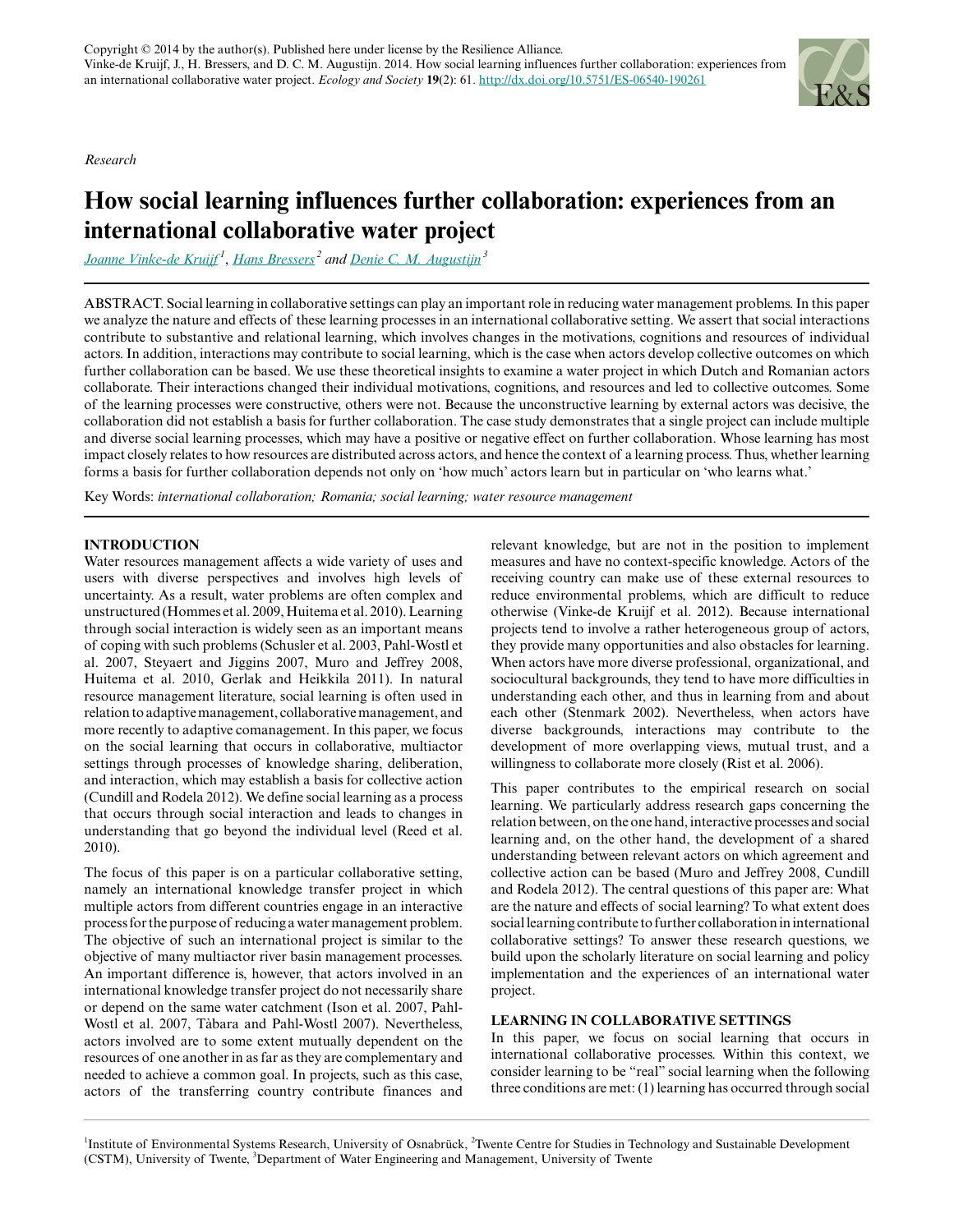Copyright © 2014 by the author(s). Published here under license by the Resilience Alliance.
Vinke-de Kruijf, J., H. Bressers, and D. C. M. Augustijn. 2014. How social learning influences further collaboration: experiences from an international collaborative water project. *Ecology and Society* 19(2): 61. http://dx.doi.org/10.5751/ES-06540-190261

*Research*

# How social learning influences further collaboration: experiences from an international collaborative water project

*Joanne Vinke-de Kruijf*[1], *Hans Bressers*[2] and *Denie C. M. Augustijn*[3]

ABSTRACT. Social learning in collaborative settings can play an important role in reducing water management problems. In this paper we analyze the nature and effects of these learning processes in an international collaborative setting. We assert that social interactions contribute to substantive and relational learning, which involves changes in the motivations, cognitions and resources of individual actors. In addition, interactions may contribute to social learning, which is the case when actors develop collective outcomes on which further collaboration can be based. We use these theoretical insights to examine a water project in which Dutch and Romanian actors collaborate. Their interactions changed their individual motivations, cognitions, and resources and led to collective outcomes. Some of the learning processes were constructive, others were not. Because the unconstructive learning by external actors was decisive, the collaboration did not establish a basis for further collaboration. The case study demonstrates that a single project can include multiple and diverse social learning processes, which may have a positive or negative effect on further collaboration. Whose learning has most impact closely relates to how resources are distributed across actors, and hence the context of a learning process. Thus, whether learning forms a basis for further collaboration depends not only on 'how much' actors learn but in particular on 'who learns what.'

Key Words: *international collaboration; Romania; social learning; water resource management*

## INTRODUCTION

Water resources management affects a wide variety of uses and users with diverse perspectives and involves high levels of uncertainty. As a result, water problems are often complex and unstructured (Hommes et al. 2009, Huitema et al. 2010). Learning through social interaction is widely seen as an important means of coping with such problems (Schusler et al. 2003, Pahl-Wostl et al. 2007, Steyaert and Jiggins 2007, Muro and Jeffrey 2008, Huitema et al. 2010, Gerlak and Heikkila 2011). In natural resource management literature, social learning is often used in relation to adaptive management, collaborative management, and more recently to adaptive comanagement. In this paper, we focus on the social learning that occurs in collaborative, multiactor settings through processes of knowledge sharing, deliberation, and interaction, which may establish a basis for collective action (Cundill and Rodela 2012). We define social learning as a process that occurs through social interaction and leads to changes in understanding that go beyond the individual level (Reed et al. 2010).

The focus of this paper is on a particular collaborative setting, namely an international knowledge transfer project in which multiple actors from different countries engage in an interactive process for the purpose of reducing a water management problem. The objective of such an international project is similar to the objective of many multiactor river basin management processes. An important difference is, however, that actors involved in an international knowledge transfer project do not necessarily share or depend on the same water catchment (Ison et al. 2007, Pahl-Wostl et al. 2007, Tàbara and Pahl-Wostl 2007). Nevertheless, actors involved are to some extent mutually dependent on the resources of one another in as far as they are complementary and needed to achieve a common goal. In projects, such as this case, actors of the transferring country contribute finances and relevant knowledge, but are not in the position to implement measures and have no context-specific knowledge. Actors of the receiving country can make use of these external resources to reduce environmental problems, which are difficult to reduce otherwise (Vinke-de Kruijf et al. 2012). Because international projects tend to involve a rather heterogeneous group of actors, they provide many opportunities and also obstacles for learning. When actors have more diverse professional, organizational, and sociocultural backgrounds, they tend to have more difficulties in understanding each other, and thus in learning from and about each other (Stenmark 2002). Nevertheless, when actors have diverse backgrounds, interactions may contribute to the development of more overlapping views, mutual trust, and a willingness to collaborate more closely (Rist et al. 2006).

This paper contributes to the empirical research on social learning. We particularly address research gaps concerning the relation between, on the one hand, interactive processes and social learning and, on the other hand, the development of a shared understanding between relevant actors on which agreement and collective action can be based (Muro and Jeffrey 2008, Cundill and Rodela 2012). The central questions of this paper are: What are the nature and effects of social learning? To what extent does social learning contribute to further collaboration in international collaborative settings? To answer these research questions, we build upon the scholarly literature on social learning and policy implementation and the experiences of an international water project.

## LEARNING IN COLLABORATIVE SETTINGS

In this paper, we focus on social learning that occurs in international collaborative processes. Within this context, we consider learning to be "real" social learning when the following three conditions are met: (1) learning has occurred through social

[1]Institute of Environmental Systems Research, University of Osnabrück, [2]Twente Centre for Studies in Technology and Sustainable Development (CSTM), University of Twente, [3]Department of Water Engineering and Management, University of Twente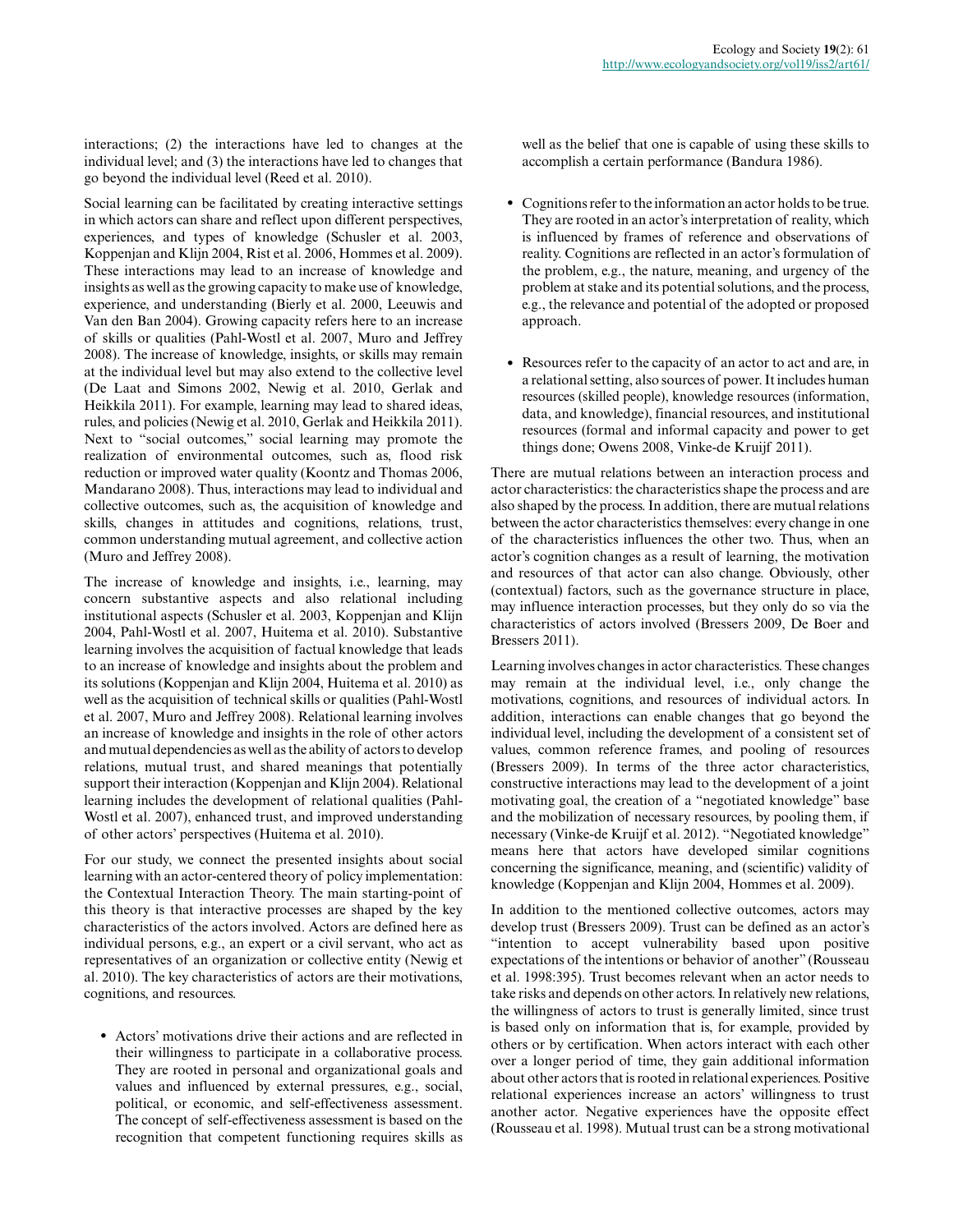interactions; (2) the interactions have led to changes at the individual level; and (3) the interactions have led to changes that go beyond the individual level (Reed et al. 2010).

Social learning can be facilitated by creating interactive settings in which actors can share and reflect upon different perspectives, experiences, and types of knowledge (Schusler et al. 2003, Koppenjan and Klijn 2004, Rist et al. 2006, Hommes et al. 2009). These interactions may lead to an increase of knowledge and insights as well as the growing capacity to make use of knowledge, experience, and understanding (Bierly et al. 2000, Leeuwis and Van den Ban 2004). Growing capacity refers here to an increase of skills or qualities (Pahl-Wostl et al. 2007, Muro and Jeffrey 2008). The increase of knowledge, insights, or skills may remain at the individual level but may also extend to the collective level (De Laat and Simons 2002, Newig et al. 2010, Gerlak and Heikkila 2011). For example, learning may lead to shared ideas, rules, and policies (Newig et al. 2010, Gerlak and Heikkila 2011). Next to "social outcomes," social learning may promote the realization of environmental outcomes, such as, flood risk reduction or improved water quality (Koontz and Thomas 2006, Mandarano 2008). Thus, interactions may lead to individual and collective outcomes, such as, the acquisition of knowledge and skills, changes in attitudes and cognitions, relations, trust, common understanding mutual agreement, and collective action (Muro and Jeffrey 2008).

The increase of knowledge and insights, i.e., learning, may concern substantive aspects and also relational including institutional aspects (Schusler et al. 2003, Koppenjan and Klijn 2004, Pahl-Wostl et al. 2007, Huitema et al. 2010). Substantive learning involves the acquisition of factual knowledge that leads to an increase of knowledge and insights about the problem and its solutions (Koppenjan and Klijn 2004, Huitema et al. 2010) as well as the acquisition of technical skills or qualities (Pahl-Wostl et al. 2007, Muro and Jeffrey 2008). Relational learning involves an increase of knowledge and insights in the role of other actors and mutual dependencies as well as the ability of actors to develop relations, mutual trust, and shared meanings that potentially support their interaction (Koppenjan and Klijn 2004). Relational learning includes the development of relational qualities (Pahl-Wostl et al. 2007), enhanced trust, and improved understanding of other actors' perspectives (Huitema et al. 2010).

For our study, we connect the presented insights about social learning with an actor-centered theory of policy implementation: the Contextual Interaction Theory. The main starting-point of this theory is that interactive processes are shaped by the key characteristics of the actors involved. Actors are defined here as individual persons, e.g., an expert or a civil servant, who act as representatives of an organization or collective entity (Newig et al. 2010). The key characteristics of actors are their motivations, cognitions, and resources.

- Actors' motivations drive their actions and are reflected in their willingness to participate in a collaborative process. They are rooted in personal and organizational goals and values and influenced by external pressures, e.g., social, political, or economic, and self-effectiveness assessment. The concept of self-effectiveness assessment is based on the recognition that competent functioning requires skills as well as the belief that one is capable of using these skills to accomplish a certain performance (Bandura 1986).

- Cognitions refer to the information an actor holds to be true. They are rooted in an actor's interpretation of reality, which is influenced by frames of reference and observations of reality. Cognitions are reflected in an actor's formulation of the problem, e.g., the nature, meaning, and urgency of the problem at stake and its potential solutions, and the process, e.g., the relevance and potential of the adopted or proposed approach.

- Resources refer to the capacity of an actor to act and are, in a relational setting, also sources of power. It includes human resources (skilled people), knowledge resources (information, data, and knowledge), financial resources, and institutional resources (formal and informal capacity and power to get things done; Owens 2008, Vinke-de Kruijf 2011).

There are mutual relations between an interaction process and actor characteristics: the characteristics shape the process and are also shaped by the process. In addition, there are mutual relations between the actor characteristics themselves: every change in one of the characteristics influences the other two. Thus, when an actor's cognition changes as a result of learning, the motivation and resources of that actor can also change. Obviously, other (contextual) factors, such as the governance structure in place, may influence interaction processes, but they only do so via the characteristics of actors involved (Bressers 2009, De Boer and Bressers 2011).

Learning involves changes in actor characteristics. These changes may remain at the individual level, i.e., only change the motivations, cognitions, and resources of individual actors. In addition, interactions can enable changes that go beyond the individual level, including the development of a consistent set of values, common reference frames, and pooling of resources (Bressers 2009). In terms of the three actor characteristics, constructive interactions may lead to the development of a joint motivating goal, the creation of a "negotiated knowledge" base and the mobilization of necessary resources, by pooling them, if necessary (Vinke-de Kruijf et al. 2012). "Negotiated knowledge" means here that actors have developed similar cognitions concerning the significance, meaning, and (scientific) validity of knowledge (Koppenjan and Klijn 2004, Hommes et al. 2009).

In addition to the mentioned collective outcomes, actors may develop trust (Bressers 2009). Trust can be defined as an actor's "intention to accept vulnerability based upon positive expectations of the intentions or behavior of another" (Rousseau et al. 1998:395). Trust becomes relevant when an actor needs to take risks and depends on other actors. In relatively new relations, the willingness of actors to trust is generally limited, since trust is based only on information that is, for example, provided by others or by certification. When actors interact with each other over a longer period of time, they gain additional information about other actors that is rooted in relational experiences. Positive relational experiences increase an actors' willingness to trust another actor. Negative experiences have the opposite effect (Rousseau et al. 1998). Mutual trust can be a strong motivational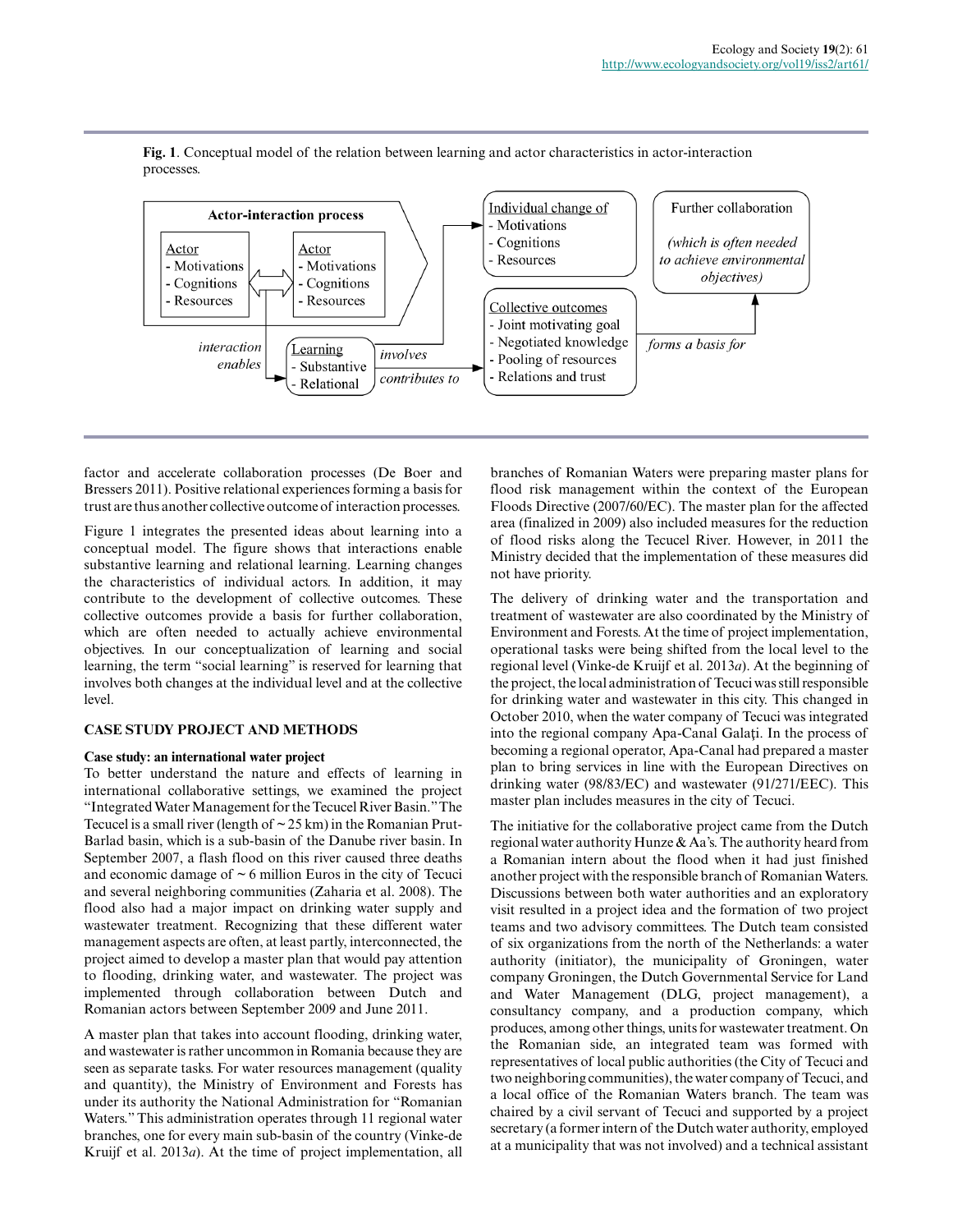**Fig. 1**. Conceptual model of the relation between learning and actor characteristics in actor-interaction processes.

Actor-interaction process

Actor
- Motivations
- Cognitions
- Resources

Actor
- Motivations
- Cognitions
- Resources

interaction enables

Learning
- Substantive
- Relational

involves

contributes to

Individual change of
- Motivations
- Cognitions
- Resources

Collective outcomes
- Joint motivating goal
- Negotiated knowledge
- Pooling of resources
- Relations and trust

forms a basis for

Further collaboration

*(which is often needed to achieve environmental objectives)*

factor and accelerate collaboration processes (De Boer and Bressers 2011). Positive relational experiences forming a basis for trust are thus another collective outcome of interaction processes.

Figure 1 integrates the presented ideas about learning into a conceptual model. The figure shows that interactions enable substantive learning and relational learning. Learning changes the characteristics of individual actors. In addition, it may contribute to the development of collective outcomes. These collective outcomes provide a basis for further collaboration, which are often needed to actually achieve environmental objectives. In our conceptualization of learning and social learning, the term "social learning" is reserved for learning that involves both changes at the individual level and at the collective level.

## CASE STUDY PROJECT AND METHODS

### Case study: an international water project

To better understand the nature and effects of learning in international collaborative settings, we examined the project "Integrated Water Management for the Tecucel River Basin." The Tecucel is a small river (length of ~ 25 km) in the Romanian Prut-Barlad basin, which is a sub-basin of the Danube river basin. In September 2007, a flash flood on this river caused three deaths and economic damage of ~ 6 million Euros in the city of Tecuci and several neighboring communities (Zaharia et al. 2008). The flood also had a major impact on drinking water supply and wastewater treatment. Recognizing that these different water management aspects are often, at least partly, interconnected, the project aimed to develop a master plan that would pay attention to flooding, drinking water, and wastewater. The project was implemented through collaboration between Dutch and Romanian actors between September 2009 and June 2011.

A master plan that takes into account flooding, drinking water, and wastewater is rather uncommon in Romania because they are seen as separate tasks. For water resources management (quality and quantity), the Ministry of Environment and Forests has under its authority the National Administration for "Romanian Waters." This administration operates through 11 regional water branches, one for every main sub-basin of the country (Vinke-de Kruijf et al. 2013*a*). At the time of project implementation, all branches of Romanian Waters were preparing master plans for flood risk management within the context of the European Floods Directive (2007/60/EC). The master plan for the affected area (finalized in 2009) also included measures for the reduction of flood risks along the Tecucel River. However, in 2011 the Ministry decided that the implementation of these measures did not have priority.

The delivery of drinking water and the transportation and treatment of wastewater are also coordinated by the Ministry of Environment and Forests. At the time of project implementation, operational tasks were being shifted from the local level to the regional level (Vinke-de Kruijf et al. 2013*a*). At the beginning of the project, the local administration of Tecuci was still responsible for drinking water and wastewater in this city. This changed in October 2010, when the water company of Tecuci was integrated into the regional company Apa-Canal Galați. In the process of becoming a regional operator, Apa-Canal had prepared a master plan to bring services in line with the European Directives on drinking water (98/83/EC) and wastewater (91/271/EEC). This master plan includes measures in the city of Tecuci.

The initiative for the collaborative project came from the Dutch regional water authority Hunze & Aa's. The authority heard from a Romanian intern about the flood when it had just finished another project with the responsible branch of Romanian Waters. Discussions between both water authorities and an exploratory visit resulted in a project idea and the formation of two project teams and two advisory committees. The Dutch team consisted of six organizations from the north of the Netherlands: a water authority (initiator), the municipality of Groningen, water company Groningen, the Dutch Governmental Service for Land and Water Management (DLG, project management), a consultancy company, and a production company, which produces, among other things, units for wastewater treatment. On the Romanian side, an integrated team was formed with representatives of local public authorities (the City of Tecuci and two neighboring communities), the water company of Tecuci, and a local office of the Romanian Waters branch. The team was chaired by a civil servant of Tecuci and supported by a project secretary (a former intern of the Dutch water authority, employed at a municipality that was not involved) and a technical assistant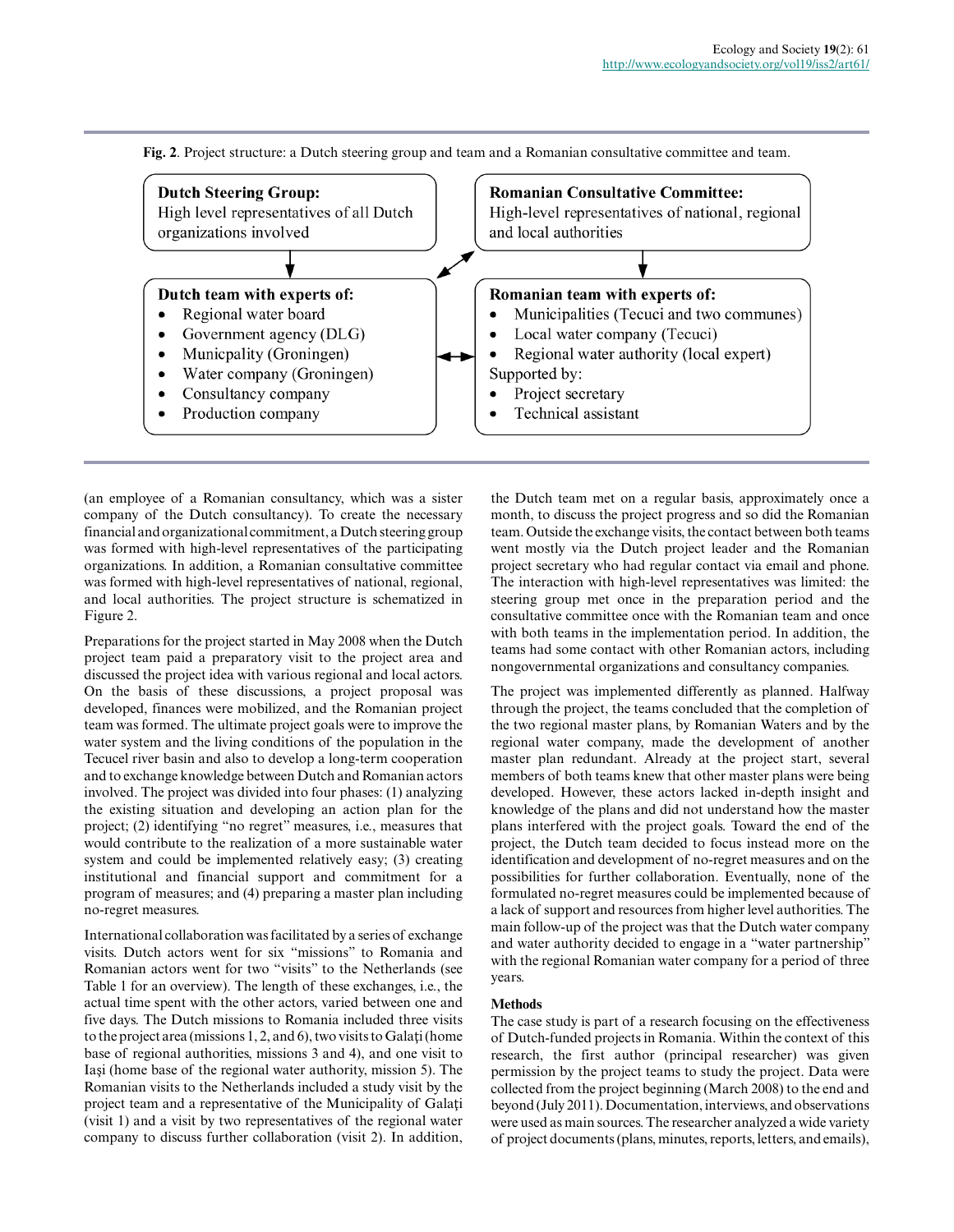**Fig. 2**. Project structure: a Dutch steering group and team and a Romanian consultative committee and team.

**Dutch Steering Group:**
High level representatives of all Dutch organizations involved

**Romanian Consultative Committee:**
High-level representatives of national, regional and local authorities

**Dutch team with experts of:**
- Regional water board
- Government agency (DLG)
- Municipality (Groningen)
- Water company (Groningen)
- Consultancy company
- Production company

**Romanian team with experts of:**
- Municipalities (Tecuci and two communes)
- Local water company (Tecuci)
- Regional water authority (local expert)

Supported by:
- Project secretary
- Technical assistant

(an employee of a Romanian consultancy, which was a sister company of the Dutch consultancy). To create the necessary financial and organizational commitment, a Dutch steering group was formed with high-level representatives of the participating organizations. In addition, a Romanian consultative committee was formed with high-level representatives of national, regional, and local authorities. The project structure is schematized in Figure 2.

Preparations for the project started in May 2008 when the Dutch project team paid a preparatory visit to the project area and discussed the project idea with various regional and local actors. On the basis of these discussions, a project proposal was developed, finances were mobilized, and the Romanian project team was formed. The ultimate project goals were to improve the water system and the living conditions of the population in the Tecucel river basin and also to develop a long-term cooperation and to exchange knowledge between Dutch and Romanian actors involved. The project was divided into four phases: (1) analyzing the existing situation and developing an action plan for the project; (2) identifying "no regret" measures, i.e., measures that would contribute to the realization of a more sustainable water system and could be implemented relatively easy; (3) creating institutional and financial support and commitment for a program of measures; and (4) preparing a master plan including no-regret measures.

International collaboration was facilitated by a series of exchange visits. Dutch actors went for six "missions" to Romania and Romanian actors went for two "visits" to the Netherlands (see Table 1 for an overview). The length of these exchanges, i.e., the actual time spent with the other actors, varied between one and five days. The Dutch missions to Romania included three visits to the project area (missions 1, 2, and 6), two visits to Galați (home base of regional authorities, missions 3 and 4), and one visit to Iași (home base of the regional water authority, mission 5). The Romanian visits to the Netherlands included a study visit by the project team and a representative of the Municipality of Galați (visit 1) and a visit by two representatives of the regional water company to discuss further collaboration (visit 2). In addition, the Dutch team met on a regular basis, approximately once a month, to discuss the project progress and so did the Romanian team. Outside the exchange visits, the contact between both teams went mostly via the Dutch project leader and the Romanian project secretary who had regular contact via email and phone. The interaction with high-level representatives was limited: the steering group met once in the preparation period and the consultative committee once with the Romanian team and once with both teams in the implementation period. In addition, the teams had some contact with other Romanian actors, including nongovernmental organizations and consultancy companies.

The project was implemented differently as planned. Halfway through the project, the teams concluded that the completion of the two regional master plans, by Romanian Waters and by the regional water company, made the development of another master plan redundant. Already at the project start, several members of both teams knew that other master plans were being developed. However, these actors lacked in-depth insight and knowledge of the plans and did not understand how the master plans interfered with the project goals. Toward the end of the project, the Dutch team decided to focus instead more on the identification and development of no-regret measures and on the possibilities for further collaboration. Eventually, none of the formulated no-regret measures could be implemented because of a lack of support and resources from higher level authorities. The main follow-up of the project was that the Dutch water company and water authority decided to engage in a "water partnership" with the regional Romanian water company for a period of three years.

### Methods

The case study is part of a research focusing on the effectiveness of Dutch-funded projects in Romania. Within the context of this research, the first author (principal researcher) was given permission by the project teams to study the project. Data were collected from the project beginning (March 2008) to the end and beyond (July 2011). Documentation, interviews, and observations were used as main sources. The researcher analyzed a wide variety of project documents (plans, minutes, reports, letters, and emails),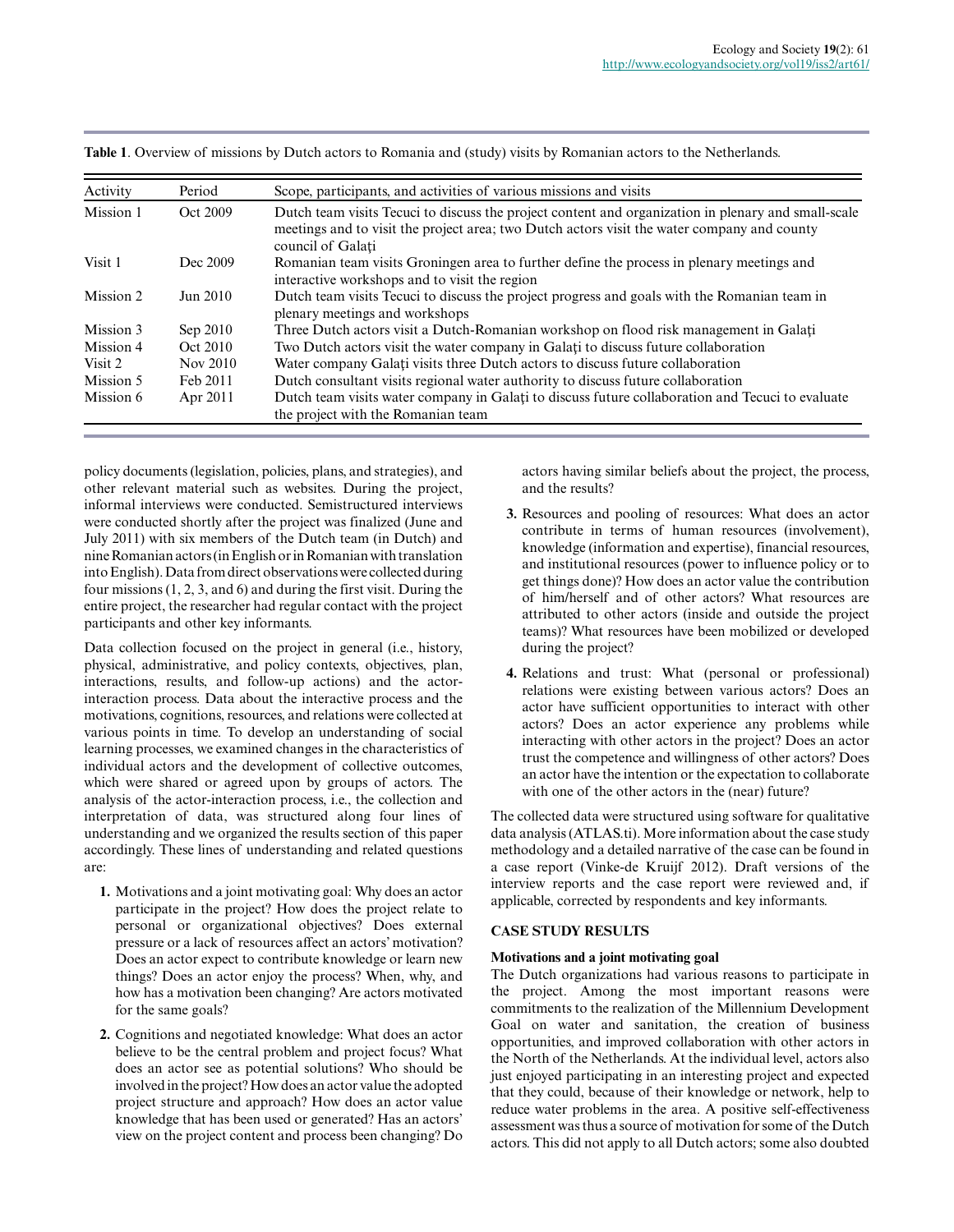**Table 1**. Overview of missions by Dutch actors to Romania and (study) visits by Romanian actors to the Netherlands.

| Activity | Period | Scope, participants, and activities of various missions and visits |
|---|---|---|
| Mission 1 | Oct 2009 | Dutch team visits Tecuci to discuss the project content and organization in plenary and small-scale meetings and to visit the project area; two Dutch actors visit the water company and county council of Galați |
| Visit 1 | Dec 2009 | Romanian team visits Groningen area to further define the process in plenary meetings and interactive workshops and to visit the region |
| Mission 2 | Jun 2010 | Dutch team visits Tecuci to discuss the project progress and goals with the Romanian team in plenary meetings and workshops |
| Mission 3 | Sep 2010 | Three Dutch actors visit a Dutch-Romanian workshop on flood risk management in Galați |
| Mission 4 | Oct 2010 | Two Dutch actors visit the water company in Galați to discuss future collaboration |
| Visit 2 | Nov 2010 | Water company Galați visits three Dutch actors to discuss future collaboration |
| Mission 5 | Feb 2011 | Dutch consultant visits regional water authority to discuss future collaboration |
| Mission 6 | Apr 2011 | Dutch team visits water company in Galați to discuss future collaboration and Tecuci to evaluate the project with the Romanian team |

policy documents (legislation, policies, plans, and strategies), and other relevant material such as websites. During the project, informal interviews were conducted. Semistructured interviews were conducted shortly after the project was finalized (June and July 2011) with six members of the Dutch team (in Dutch) and nine Romanian actors (in English or in Romanian with translation into English). Data from direct observations were collected during four missions (1, 2, 3, and 6) and during the first visit. During the entire project, the researcher had regular contact with the project participants and other key informants.

Data collection focused on the project in general (i.e., history, physical, administrative, and policy contexts, objectives, plan, interactions, results, and follow-up actions) and the actor-interaction process. Data about the interactive process and the motivations, cognitions, resources, and relations were collected at various points in time. To develop an understanding of social learning processes, we examined changes in the characteristics of individual actors and the development of collective outcomes, which were shared or agreed upon by groups of actors. The analysis of the actor-interaction process, i.e., the collection and interpretation of data, was structured along four lines of understanding and we organized the results section of this paper accordingly. These lines of understanding and related questions are:

1. Motivations and a joint motivating goal: Why does an actor participate in the project? How does the project relate to personal or organizational objectives? Does external pressure or a lack of resources affect an actors' motivation? Does an actor expect to contribute knowledge or learn new things? Does an actor enjoy the process? When, why, and how has a motivation been changing? Are actors motivated for the same goals?
2. Cognitions and negotiated knowledge: What does an actor believe to be the central problem and project focus? What does an actor see as potential solutions? Who should be involved in the project? How does an actor value the adopted project structure and approach? How does an actor value knowledge that has been used or generated? Has an actors' view on the project content and process been changing? Do actors having similar beliefs about the project, the process, and the results?
3. Resources and pooling of resources: What does an actor contribute in terms of human resources (involvement), knowledge (information and expertise), financial resources, and institutional resources (power to influence policy or to get things done)? How does an actor value the contribution of him/herself and of other actors? What resources are attributed to other actors (inside and outside the project teams)? What resources have been mobilized or developed during the project?
4. Relations and trust: What (personal or professional) relations were existing between various actors? Does an actor have sufficient opportunities to interact with other actors? Does an actor experience any problems while interacting with other actors in the project? Does an actor trust the competence and willingness of other actors? Does an actor have the intention or the expectation to collaborate with one of the other actors in the (near) future?

The collected data were structured using software for qualitative data analysis (ATLAS.ti). More information about the case study methodology and a detailed narrative of the case can be found in a case report (Vinke-de Kruijf 2012). Draft versions of the interview reports and the case report were reviewed and, if applicable, corrected by respondents and key informants.

## CASE STUDY RESULTS

### Motivations and a joint motivating goal

The Dutch organizations had various reasons to participate in the project. Among the most important reasons were commitments to the realization of the Millennium Development Goal on water and sanitation, the creation of business opportunities, and improved collaboration with other actors in the North of the Netherlands. At the individual level, actors also just enjoyed participating in an interesting project and expected that they could, because of their knowledge or network, help to reduce water problems in the area. A positive self-effectiveness assessment was thus a source of motivation for some of the Dutch actors. This did not apply to all Dutch actors; some also doubted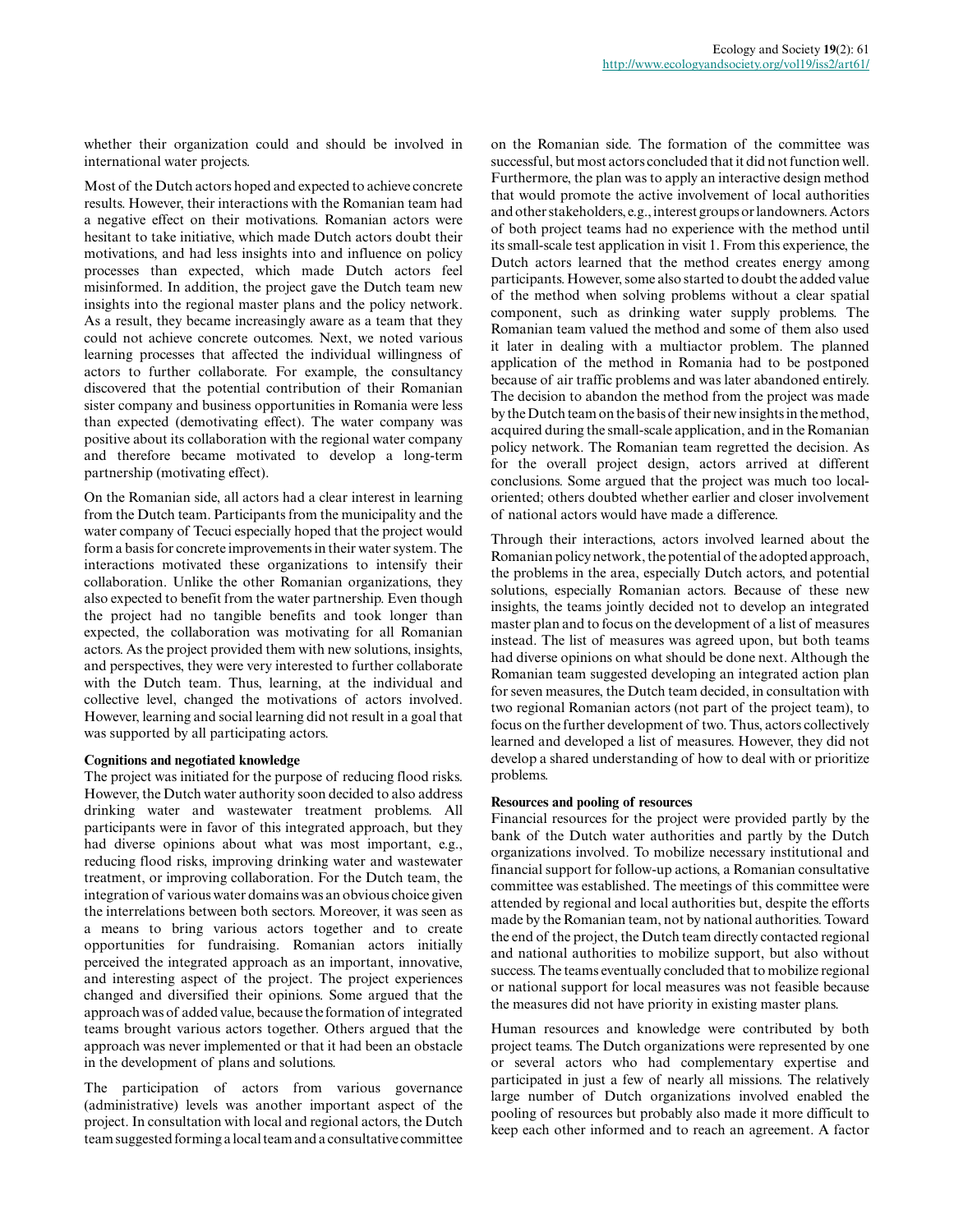whether their organization could and should be involved in international water projects.

Most of the Dutch actors hoped and expected to achieve concrete results. However, their interactions with the Romanian team had a negative effect on their motivations. Romanian actors were hesitant to take initiative, which made Dutch actors doubt their motivations, and had less insights into and influence on policy processes than expected, which made Dutch actors feel misinformed. In addition, the project gave the Dutch team new insights into the regional master plans and the policy network. As a result, they became increasingly aware as a team that they could not achieve concrete outcomes. Next, we noted various learning processes that affected the individual willingness of actors to further collaborate. For example, the consultancy discovered that the potential contribution of their Romanian sister company and business opportunities in Romania were less than expected (demotivating effect). The water company was positive about its collaboration with the regional water company and therefore became motivated to develop a long-term partnership (motivating effect).

On the Romanian side, all actors had a clear interest in learning from the Dutch team. Participants from the municipality and the water company of Tecuci especially hoped that the project would form a basis for concrete improvements in their water system. The interactions motivated these organizations to intensify their collaboration. Unlike the other Romanian organizations, they also expected to benefit from the water partnership. Even though the project had no tangible benefits and took longer than expected, the collaboration was motivating for all Romanian actors. As the project provided them with new solutions, insights, and perspectives, they were very interested to further collaborate with the Dutch team. Thus, learning, at the individual and collective level, changed the motivations of actors involved. However, learning and social learning did not result in a goal that was supported by all participating actors.

#### Cognitions and negotiated knowledge

The project was initiated for the purpose of reducing flood risks. However, the Dutch water authority soon decided to also address drinking water and wastewater treatment problems. All participants were in favor of this integrated approach, but they had diverse opinions about what was most important, e.g., reducing flood risks, improving drinking water and wastewater treatment, or improving collaboration. For the Dutch team, the integration of various water domains was an obvious choice given the interrelations between both sectors. Moreover, it was seen as a means to bring various actors together and to create opportunities for fundraising. Romanian actors initially perceived the integrated approach as an important, innovative, and interesting aspect of the project. The project experiences changed and diversified their opinions. Some argued that the approach was of added value, because the formation of integrated teams brought various actors together. Others argued that the approach was never implemented or that it had been an obstacle in the development of plans and solutions.

The participation of actors from various governance (administrative) levels was another important aspect of the project. In consultation with local and regional actors, the Dutch team suggested forming a local team and a consultative committee on the Romanian side. The formation of the committee was successful, but most actors concluded that it did not function well. Furthermore, the plan was to apply an interactive design method that would promote the active involvement of local authorities and other stakeholders, e.g., interest groups or landowners. Actors of both project teams had no experience with the method until its small-scale test application in visit 1. From this experience, the Dutch actors learned that the method creates energy among participants. However, some also started to doubt the added value of the method when solving problems without a clear spatial component, such as drinking water supply problems. The Romanian team valued the method and some of them also used it later in dealing with a multiactor problem. The planned application of the method in Romania had to be postponed because of air traffic problems and was later abandoned entirely. The decision to abandon the method from the project was made by the Dutch team on the basis of their new insights in the method, acquired during the small-scale application, and in the Romanian policy network. The Romanian team regretted the decision. As for the overall project design, actors arrived at different conclusions. Some argued that the project was much too local-oriented; others doubted whether earlier and closer involvement of national actors would have made a difference.

Through their interactions, actors involved learned about the Romanian policy network, the potential of the adopted approach, the problems in the area, especially Dutch actors, and potential solutions, especially Romanian actors. Because of these new insights, the teams jointly decided not to develop an integrated master plan and to focus on the development of a list of measures instead. The list of measures was agreed upon, but both teams had diverse opinions on what should be done next. Although the Romanian team suggested developing an integrated action plan for seven measures, the Dutch team decided, in consultation with two regional Romanian actors (not part of the project team), to focus on the further development of two. Thus, actors collectively learned and developed a list of measures. However, they did not develop a shared understanding of how to deal with or prioritize problems.

#### Resources and pooling of resources

Financial resources for the project were provided partly by the bank of the Dutch water authorities and partly by the Dutch organizations involved. To mobilize necessary institutional and financial support for follow-up actions, a Romanian consultative committee was established. The meetings of this committee were attended by regional and local authorities but, despite the efforts made by the Romanian team, not by national authorities. Toward the end of the project, the Dutch team directly contacted regional and national authorities to mobilize support, but also without success. The teams eventually concluded that to mobilize regional or national support for local measures was not feasible because the measures did not have priority in existing master plans.

Human resources and knowledge were contributed by both project teams. The Dutch organizations were represented by one or several actors who had complementary expertise and participated in just a few of nearly all missions. The relatively large number of Dutch organizations involved enabled the pooling of resources but probably also made it more difficult to keep each other informed and to reach an agreement. A factor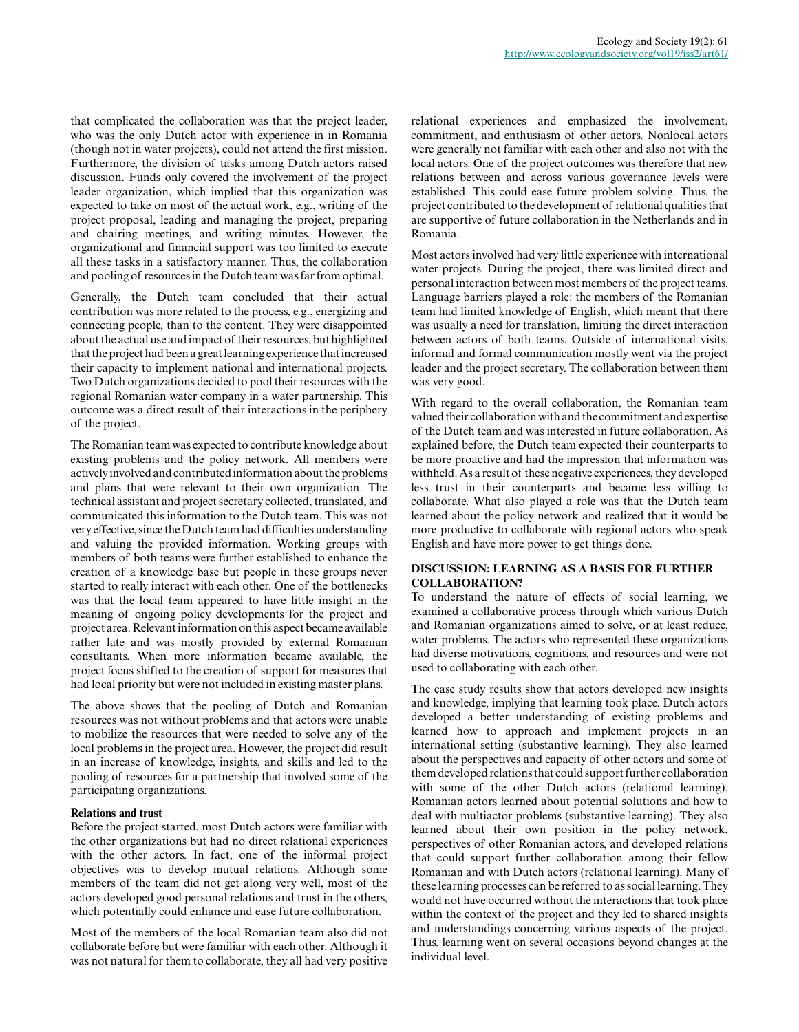that complicated the collaboration was that the project leader, who was the only Dutch actor with experience in in Romania (though not in water projects), could not attend the first mission. Furthermore, the division of tasks among Dutch actors raised discussion. Funds only covered the involvement of the project leader organization, which implied that this organization was expected to take on most of the actual work, e.g., writing of the project proposal, leading and managing the project, preparing and chairing meetings, and writing minutes. However, the organizational and financial support was too limited to execute all these tasks in a satisfactory manner. Thus, the collaboration and pooling of resources in the Dutch team was far from optimal.

Generally, the Dutch team concluded that their actual contribution was more related to the process, e.g., energizing and connecting people, than to the content. They were disappointed about the actual use and impact of their resources, but highlighted that the project had been a great learning experience that increased their capacity to implement national and international projects. Two Dutch organizations decided to pool their resources with the regional Romanian water company in a water partnership. This outcome was a direct result of their interactions in the periphery of the project.

The Romanian team was expected to contribute knowledge about existing problems and the policy network. All members were actively involved and contributed information about the problems and plans that were relevant to their own organization. The technical assistant and project secretary collected, translated, and communicated this information to the Dutch team. This was not very effective, since the Dutch team had difficulties understanding and valuing the provided information. Working groups with members of both teams were further established to enhance the creation of a knowledge base but people in these groups never started to really interact with each other. One of the bottlenecks was that the local team appeared to have little insight in the meaning of ongoing policy developments for the project and project area. Relevant information on this aspect became available rather late and was mostly provided by external Romanian consultants. When more information became available, the project focus shifted to the creation of support for measures that had local priority but were not included in existing master plans.

The above shows that the pooling of Dutch and Romanian resources was not without problems and that actors were unable to mobilize the resources that were needed to solve any of the local problems in the project area. However, the project did result in an increase of knowledge, insights, and skills and led to the pooling of resources for a partnership that involved some of the participating organizations.

#### Relations and trust

Before the project started, most Dutch actors were familiar with the other organizations but had no direct relational experiences with the other actors. In fact, one of the informal project objectives was to develop mutual relations. Although some members of the team did not get along very well, most of the actors developed good personal relations and trust in the others, which potentially could enhance and ease future collaboration.

Most of the members of the local Romanian team also did not collaborate before but were familiar with each other. Although it was not natural for them to collaborate, they all had very positive relational experiences and emphasized the involvement, commitment, and enthusiasm of other actors. Nonlocal actors were generally not familiar with each other and also not with the local actors. One of the project outcomes was therefore that new relations between and across various governance levels were established. This could ease future problem solving. Thus, the project contributed to the development of relational qualities that are supportive of future collaboration in the Netherlands and in Romania.

Most actors involved had very little experience with international water projects. During the project, there was limited direct and personal interaction between most members of the project teams. Language barriers played a role: the members of the Romanian team had limited knowledge of English, which meant that there was usually a need for translation, limiting the direct interaction between actors of both teams. Outside of international visits, informal and formal communication mostly went via the project leader and the project secretary. The collaboration between them was very good.

With regard to the overall collaboration, the Romanian team valued their collaboration with and the commitment and expertise of the Dutch team and was interested in future collaboration. As explained before, the Dutch team expected their counterparts to be more proactive and had the impression that information was withheld. As a result of these negative experiences, they developed less trust in their counterparts and became less willing to collaborate. What also played a role was that the Dutch team learned about the policy network and realized that it would be more productive to collaborate with regional actors who speak English and have more power to get things done.

## DISCUSSION: LEARNING AS A BASIS FOR FURTHER COLLABORATION?

To understand the nature of effects of social learning, we examined a collaborative process through which various Dutch and Romanian organizations aimed to solve, or at least reduce, water problems. The actors who represented these organizations had diverse motivations, cognitions, and resources and were not used to collaborating with each other.

The case study results show that actors developed new insights and knowledge, implying that learning took place. Dutch actors developed a better understanding of existing problems and learned how to approach and implement projects in an international setting (substantive learning). They also learned about the perspectives and capacity of other actors and some of them developed relations that could support further collaboration with some of the other Dutch actors (relational learning). Romanian actors learned about potential solutions and how to deal with multiactor problems (substantive learning). They also learned about their own position in the policy network, perspectives of other Romanian actors, and developed relations that could support further collaboration among their fellow Romanian and with Dutch actors (relational learning). Many of these learning processes can be referred to as social learning. They would not have occurred without the interactions that took place within the context of the project and they led to shared insights and understandings concerning various aspects of the project. Thus, learning went on several occasions beyond changes at the individual level.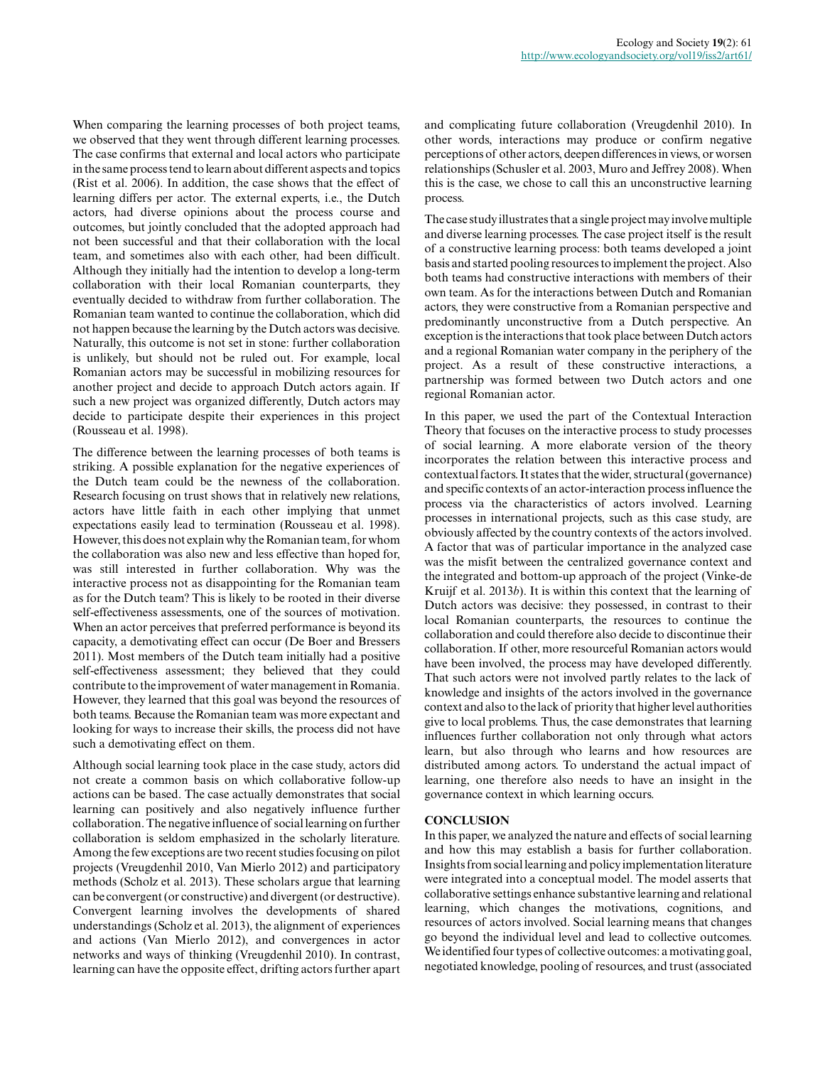When comparing the learning processes of both project teams, we observed that they went through different learning processes. The case confirms that external and local actors who participate in the same process tend to learn about different aspects and topics (Rist et al. 2006). In addition, the case shows that the effect of learning differs per actor. The external experts, i.e., the Dutch actors, had diverse opinions about the process course and outcomes, but jointly concluded that the adopted approach had not been successful and that their collaboration with the local team, and sometimes also with each other, had been difficult. Although they initially had the intention to develop a long-term collaboration with their local Romanian counterparts, they eventually decided to withdraw from further collaboration. The Romanian team wanted to continue the collaboration, which did not happen because the learning by the Dutch actors was decisive. Naturally, this outcome is not set in stone: further collaboration is unlikely, but should not be ruled out. For example, local Romanian actors may be successful in mobilizing resources for another project and decide to approach Dutch actors again. If such a new project was organized differently, Dutch actors may decide to participate despite their experiences in this project (Rousseau et al. 1998).

The difference between the learning processes of both teams is striking. A possible explanation for the negative experiences of the Dutch team could be the newness of the collaboration. Research focusing on trust shows that in relatively new relations, actors have little faith in each other implying that unmet expectations easily lead to termination (Rousseau et al. 1998). However, this does not explain why the Romanian team, for whom the collaboration was also new and less effective than hoped for, was still interested in further collaboration. Why was the interactive process not as disappointing for the Romanian team as for the Dutch team? This is likely to be rooted in their diverse self-effectiveness assessments, one of the sources of motivation. When an actor perceives that preferred performance is beyond its capacity, a demotivating effect can occur (De Boer and Bressers 2011). Most members of the Dutch team initially had a positive self-effectiveness assessment; they believed that they could contribute to the improvement of water management in Romania. However, they learned that this goal was beyond the resources of both teams. Because the Romanian team was more expectant and looking for ways to increase their skills, the process did not have such a demotivating effect on them.

Although social learning took place in the case study, actors did not create a common basis on which collaborative follow-up actions can be based. The case actually demonstrates that social learning can positively and also negatively influence further collaboration. The negative influence of social learning on further collaboration is seldom emphasized in the scholarly literature. Among the few exceptions are two recent studies focusing on pilot projects (Vreugdenhil 2010, Van Mierlo 2012) and participatory methods (Scholz et al. 2013). These scholars argue that learning can be convergent (or constructive) and divergent (or destructive). Convergent learning involves the developments of shared understandings (Scholz et al. 2013), the alignment of experiences and actions (Van Mierlo 2012), and convergences in actor networks and ways of thinking (Vreugdenhil 2010). In contrast, learning can have the opposite effect, drifting actors further apart and complicating future collaboration (Vreugdenhil 2010). In other words, interactions may produce or confirm negative perceptions of other actors, deepen differences in views, or worsen relationships (Schusler et al. 2003, Muro and Jeffrey 2008). When this is the case, we chose to call this an unconstructive learning process.

The case study illustrates that a single project may involve multiple and diverse learning processes. The case project itself is the result of a constructive learning process: both teams developed a joint basis and started pooling resources to implement the project. Also both teams had constructive interactions with members of their own team. As for the interactions between Dutch and Romanian actors, they were constructive from a Romanian perspective and predominantly unconstructive from a Dutch perspective. An exception is the interactions that took place between Dutch actors and a regional Romanian water company in the periphery of the project. As a result of these constructive interactions, a partnership was formed between two Dutch actors and one regional Romanian actor.

In this paper, we used the part of the Contextual Interaction Theory that focuses on the interactive process to study processes of social learning. A more elaborate version of the theory incorporates the relation between this interactive process and contextual factors. It states that the wider, structural (governance) and specific contexts of an actor-interaction process influence the process via the characteristics of actors involved. Learning processes in international projects, such as this case study, are obviously affected by the country contexts of the actors involved. A factor that was of particular importance in the analyzed case was the misfit between the centralized governance context and the integrated and bottom-up approach of the project (Vinke-de Kruijf et al. 2013*b*). It is within this context that the learning of Dutch actors was decisive: they possessed, in contrast to their local Romanian counterparts, the resources to continue the collaboration and could therefore also decide to discontinue their collaboration. If other, more resourceful Romanian actors would have been involved, the process may have developed differently. That such actors were not involved partly relates to the lack of knowledge and insights of the actors involved in the governance context and also to the lack of priority that higher level authorities give to local problems. Thus, the case demonstrates that learning influences further collaboration not only through what actors learn, but also through who learns and how resources are distributed among actors. To understand the actual impact of learning, one therefore also needs to have an insight in the governance context in which learning occurs.

## CONCLUSION

In this paper, we analyzed the nature and effects of social learning and how this may establish a basis for further collaboration. Insights from social learning and policy implementation literature were integrated into a conceptual model. The model asserts that collaborative settings enhance substantive learning and relational learning, which changes the motivations, cognitions, and resources of actors involved. Social learning means that changes go beyond the individual level and lead to collective outcomes. We identified four types of collective outcomes: a motivating goal, negotiated knowledge, pooling of resources, and trust (associated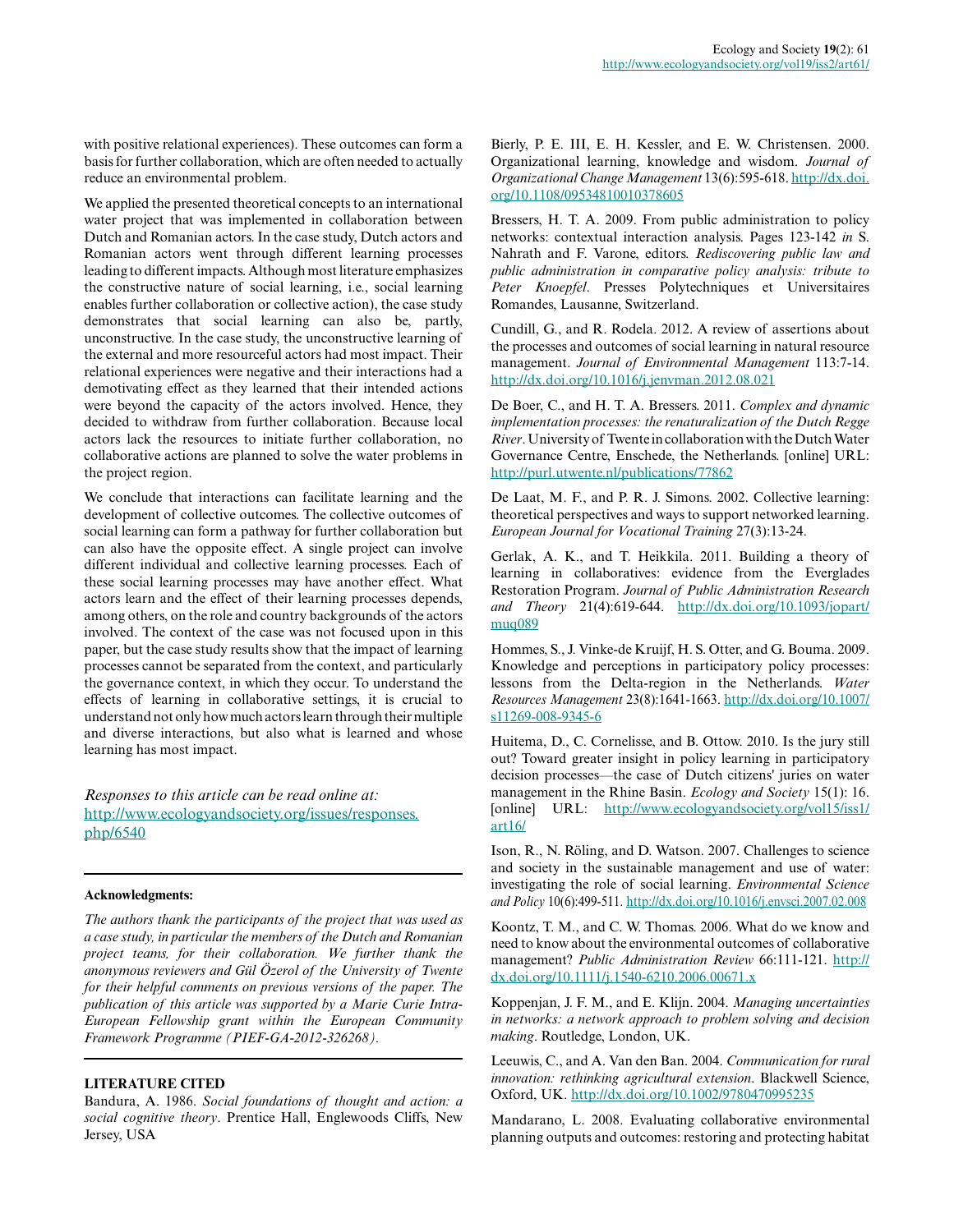with positive relational experiences). These outcomes can form a basis for further collaboration, which are often needed to actually reduce an environmental problem.

We applied the presented theoretical concepts to an international water project that was implemented in collaboration between Dutch and Romanian actors. In the case study, Dutch actors and Romanian actors went through different learning processes leading to different impacts. Although most literature emphasizes the constructive nature of social learning, i.e., social learning enables further collaboration or collective action), the case study demonstrates that social learning can also be, partly, unconstructive. In the case study, the unconstructive learning of the external and more resourceful actors had most impact. Their relational experiences were negative and their interactions had a demotivating effect as they learned that their intended actions were beyond the capacity of the actors involved. Hence, they decided to withdraw from further collaboration. Because local actors lack the resources to initiate further collaboration, no collaborative actions are planned to solve the water problems in the project region.

We conclude that interactions can facilitate learning and the development of collective outcomes. The collective outcomes of social learning can form a pathway for further collaboration but can also have the opposite effect. A single project can involve different individual and collective learning processes. Each of these social learning processes may have another effect. What actors learn and the effect of their learning processes depends, among others, on the role and country backgrounds of the actors involved. The context of the case was not focused upon in this paper, but the case study results show that the impact of learning processes cannot be separated from the context, and particularly the governance context, in which they occur. To understand the effects of learning in collaborative settings, it is crucial to understand not only how much actors learn through their multiple and diverse interactions, but also what is learned and whose learning has most impact.

*Responses to this article can be read online at:*
http://www.ecologyandsociety.org/issues/responses.php/6540

**Acknowledgments:**

*The authors thank the participants of the project that was used as a case study, in particular the members of the Dutch and Romanian project teams, for their collaboration. We further thank the anonymous reviewers and Gül Özerol of the University of Twente for their helpful comments on previous versions of the paper. The publication of this article was supported by a Marie Curie Intra-European Fellowship grant within the European Community Framework Programme (PIEF-GA-2012-326268).*

## LITERATURE CITED

Bandura, A. 1986. *Social foundations of thought and action: a social cognitive theory*. Prentice Hall, Englewoods Cliffs, New Jersey, USA

Bierly, P. E. III, E. H. Kessler, and E. W. Christensen. 2000. Organizational learning, knowledge and wisdom. *Journal of Organizational Change Management* 13(6):595-618. http://dx.doi.org/10.1108/09534810010378605

Bressers, H. T. A. 2009. From public administration to policy networks: contextual interaction analysis. Pages 123-142 *in* S. Nahrath and F. Varone, editors. *Rediscovering public law and public administration in comparative policy analysis: tribute to Peter Knoepfel*. Presses Polytechniques et Universitaires Romandes, Lausanne, Switzerland.

Cundill, G., and R. Rodela. 2012. A review of assertions about the processes and outcomes of social learning in natural resource management. *Journal of Environmental Management* 113:7-14. http://dx.doi.org/10.1016/j.jenvman.2012.08.021

De Boer, C., and H. T. A. Bressers. 2011. *Complex and dynamic implementation processes: the renaturalization of the Dutch Regge River*. University of Twente in collaboration with the Dutch Water Governance Centre, Enschede, the Netherlands. [online] URL: http://purl.utwente.nl/publications/77862

De Laat, M. F., and P. R. J. Simons. 2002. Collective learning: theoretical perspectives and ways to support networked learning. *European Journal for Vocational Training* 27(3):13-24.

Gerlak, A. K., and T. Heikkila. 2011. Building a theory of learning in collaboratives: evidence from the Everglades Restoration Program. *Journal of Public Administration Research and Theory* 21(4):619-644. http://dx.doi.org/10.1093/jopart/muq089

Hommes, S., J. Vinke-de Kruijf, H. S. Otter, and G. Bouma. 2009. Knowledge and perceptions in participatory policy processes: lessons from the Delta-region in the Netherlands. *Water Resources Management* 23(8):1641-1663. http://dx.doi.org/10.1007/s11269-008-9345-6

Huitema, D., C. Cornelisse, and B. Ottow. 2010. Is the jury still out? Toward greater insight in policy learning in participatory decision processes—the case of Dutch citizens' juries on water management in the Rhine Basin. *Ecology and Society* 15(1): 16. [online] URL: http://www.ecologyandsociety.org/vol15/iss1/art16/

Ison, R., N. Röling, and D. Watson. 2007. Challenges to science and society in the sustainable management and use of water: investigating the role of social learning. *Environmental Science and Policy* 10(6):499-511. http://dx.doi.org/10.1016/j.envsci.2007.02.008

Koontz, T. M., and C. W. Thomas. 2006. What do we know and need to know about the environmental outcomes of collaborative management? *Public Administration Review* 66:111-121. http://dx.doi.org/10.1111/j.1540-6210.2006.00671.x

Koppenjan, J. F. M., and E. Klijn. 2004. *Managing uncertainties in networks: a network approach to problem solving and decision making*. Routledge, London, UK.

Leeuwis, C., and A. Van den Ban. 2004. *Communication for rural innovation: rethinking agricultural extension*. Blackwell Science, Oxford, UK. http://dx.doi.org/10.1002/9780470995235

Mandarano, L. 2008. Evaluating collaborative environmental planning outputs and outcomes: restoring and protecting habitat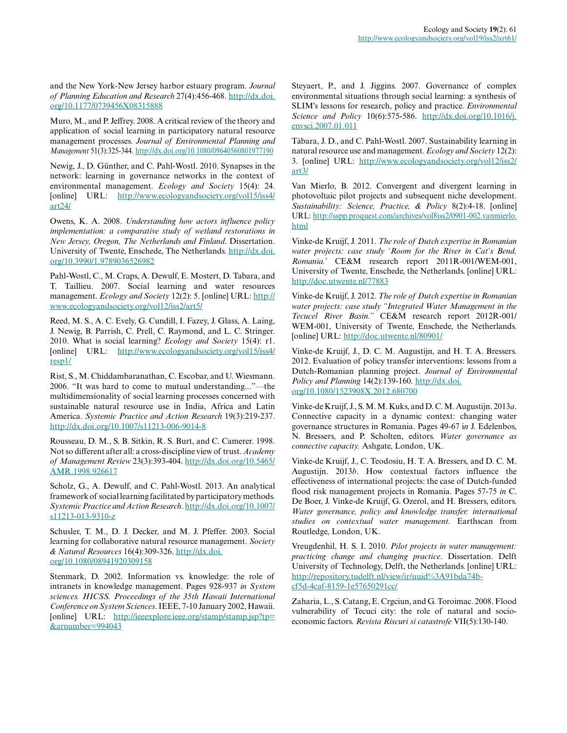and the New York-New Jersey harbor estuary program. *Journal of Planning Education and Research* 27(4):456-468. http://dx.doi.org/10.1177/0739456X08315888

Muro, M., and P. Jeffrey. 2008. A critical review of the theory and application of social learning in participatory natural resource management processes. *Journal of Environmental Planning and Management* 51(3):325-344. http://dx.doi.org/10.1080/09640560801977190

Newig, J., D. Günther, and C. Pahl-Wostl. 2010. Synapses in the network: learning in governance networks in the context of environmental management. *Ecology and Society* 15(4): 24. [online] URL: http://www.ecologyandsociety.org/vol15/iss4/art24/

Owens, K. A. 2008. *Understanding how actors influence policy implementation: a comparative study of wetland restorations in New Jersey, Oregon, The Netherlands and Finland*. Dissertation. University of Twente, Enschede, The Netherlands. http://dx.doi.org/10.3990/1.9789036526982

Pahl-Wostl, C., M. Craps, A. Dewulf, E. Mostert, D. Tabara, and T. Taillieu. 2007. Social learning and water resources management. *Ecology and Society* 12(2): 5. [online] URL: http://www.ecologyandsociety.org/vol12/iss2/art5/

Reed, M. S., A. C. Evely, G. Cundill, I. Fazey, J. Glass, A. Laing, J. Newig, B. Parrish, C. Prell, C. Raymond, and L. C. Stringer. 2010. What is social learning? *Ecology and Society* 15(4): r1. [online] URL: http://www.ecologyandsociety.org/vol15/iss4/resp1/

Rist, S., M. Chiddambaranathan, C. Escobar, and U. Wiesmann. 2006. "It was hard to come to mutual understanding..."—the multidimensionality of social learning processes concerned with sustainable natural resource use in India, Africa and Latin America. *Systemic Practice and Action Research* 19(3):219-237. http://dx.doi.org/10.1007/s11213-006-9014-8

Rousseau, D. M., S. B. Sitkin, R. S. Burt, and C. Camerer. 1998. Not so different after all: a cross-discipline view of trust. *Academy of Management Review* 23(3):393-404. http://dx.doi.org/10.5465/AMR.1998.926617

Scholz, G., A. Dewulf, and C. Pahl-Wostl. 2013. An analytical framework of social learning facilitated by participatory methods. *Systemic Practice and Action Research*. http://dx.doi.org/10.1007/s11213-013-9310-z

Schusler, T. M., D. J. Decker, and M. J. Pfeffer. 2003. Social learning for collaborative natural resource management. *Society & Natural Resources* 16(4):309-326. http://dx.doi.org/10.1080/08941920309158

Stenmark, D. 2002. Information vs. knowledge: the role of intranets in knowledge management. Pages 928-937 *in System sciences. HICSS. Proceedings of the 35th Hawaii International Conference on System Sciences*. IEEE, 7-10 January 2002, Hawaii. [online] URL: http://ieeexplore.ieee.org/stamp/stamp.jsp?tp=&arnumber=994043

Steyaert, P., and J. Jiggins. 2007. Governance of complex environmental situations through social learning: a synthesis of SLIM's lessons for research, policy and practice. *Environmental Science and Policy* 10(6):575-586. http://dx.doi.org/10.1016/j.envsci.2007.01.011

Tàbara, J. D., and C. Pahl-Wostl. 2007. Sustainability learning in natural resource use and management. *Ecology and Society* 12(2): 3. [online] URL: http://www.ecologyandsociety.org/vol12/iss2/art3/

Van Mierlo, B. 2012. Convergent and divergent learning in photovoltaic pilot projects and subsequent niche development. *Sustainability: Science, Practice, & Policy* 8(2):4-18. [online] URL: http://sspp.proquest.com/archives/vol8iss2/0901-002.vanmierlo.html

Vinke-de Kruijf, J. 2011. *The role of Dutch expertise in Romanian water projects: case study 'Room for the River in Cat's Bend, Romania.'* CE&M research report 2011R-001/WEM-001, University of Twente, Enschede, the Netherlands. [online] URL: http://doc.utwente.nl/77883

Vinke-de Kruijf, J. 2012. *The role of Dutch expertise in Romanian water projects: case study "Integrated Water Management in the Tecucel River Basin."* CE&M research report 2012R-001/WEM-001, University of Twente, Enschede, the Netherlands. [online] URL: http://doc.utwente.nl/80901/

Vinke-de Kruijf, J., D. C. M. Augustijn, and H. T. A. Bressers. 2012. Evaluation of policy transfer interventions: lessons from a Dutch-Romanian planning project. *Journal of Environmental Policy and Planning* 14(2):139-160. http://dx.doi.org/10.1080/1523908X.2012.680700

Vinke-de Kruijf, J., S. M. M. Kuks, and D. C. M. Augustijn. 2013*a*. Connective capacity in a dynamic context: changing water governance structures in Romania. Pages 49-67 *in* J. Edelenbos, N. Bressers, and P. Scholten, editors. *Water governance as connective capacity.* Ashgate, London, UK.

Vinke-de Kruijf, J., C. Teodosiu, H. T. A. Bressers, and D. C. M. Augustijn. 2013*b*. How contextual factors influence the effectiveness of international projects: the case of Dutch-funded flood risk management projects in Romania. Pages 57-75 *in* C. De Boer, J. Vinke-de Kruijf, G. Ozerol, and H. Bressers, editors. *Water governance, policy and knowledge transfer: international studies on contextual water management.* Earthscan from Routledge, London, UK.

Vreugdenhil, H. S. I. 2010. *Pilot projects in water management: practicing change and changing practice*. Dissertation. Delft University of Technology, Delft, the Netherlands. [online] URL: http://repository.tudelft.nl/view/ir/uuid%3A91bda74b-cf5d-4caf-8159-1e57650291cc/

Zaharia, L., S. Catang, E. Crgciun, and G. Toroimac. 2008. Flood vulnerability of Tecuci city: the role of natural and socio-economic factors. *Revista Riscuri si catastrofe* VII(5):130-140.